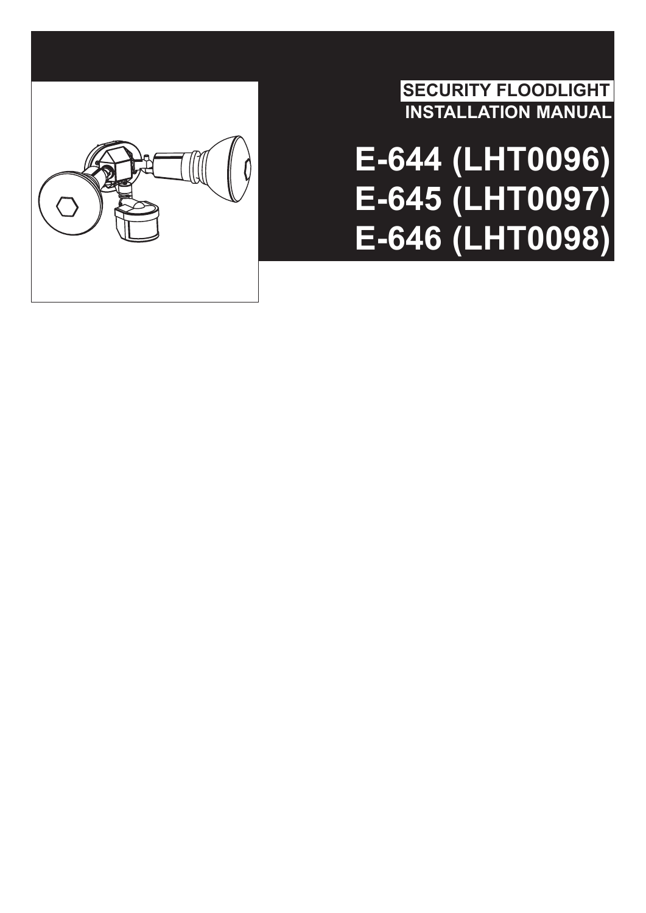SECURITY FLOODLIGHT

INSTALLATION MANUAL

# E-644 (LHT0096)
# E-645 (LHT0097)
# E-646 (LHT0098)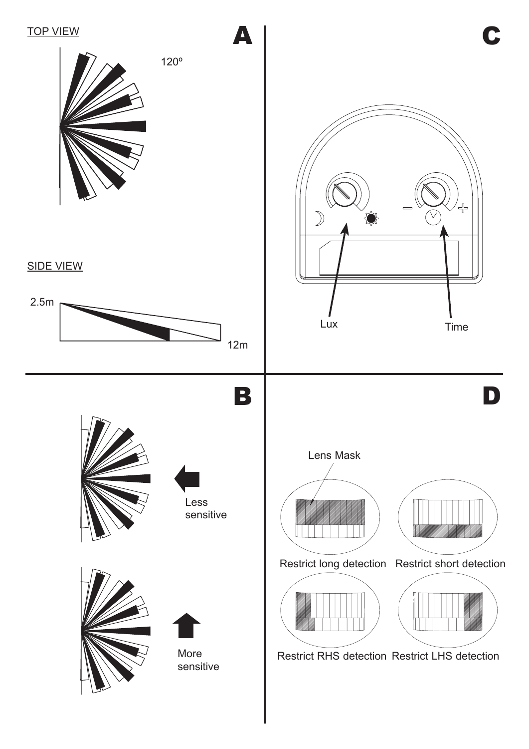## A

TOP VIEW

120º

SIDE VIEW

2.5m

12m

## C

Lux

Time

## B

Less sensitive

More sensitive

## D

Lens Mask

Restrict long detection

Restrict short detection

Restrict RHS detection

Restrict LHS detection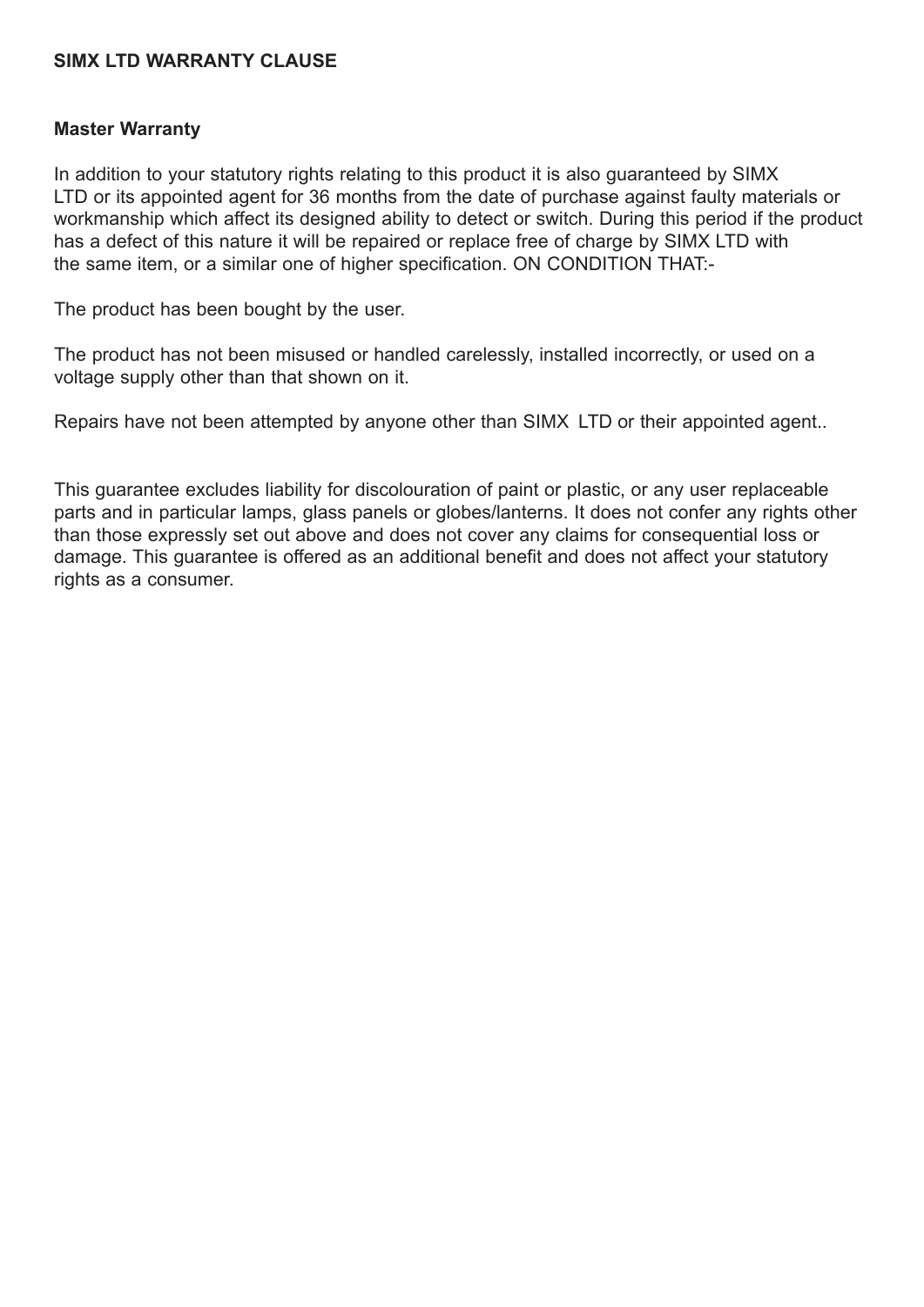**SIMX LTD WARRANTY CLAUSE**

**Master Warranty**

In addition to your statutory rights relating to this product it is also guaranteed by SIMX LTD or its appointed agent for 36 months from the date of purchase against faulty materials or workmanship which affect its designed ability to detect or switch. During this period if the product has a defect of this nature it will be repaired or replace free of charge by SIMX LTD with the same item, or a similar one of higher specification. ON CONDITION THAT:-

The product has been bought by the user.

The product has not been misused or handled carelessly, installed incorrectly, or used on a voltage supply other than that shown on it.

Repairs have not been attempted by anyone other than SIMX LTD or their appointed agent..

This guarantee excludes liability for discolouration of paint or plastic, or any user replaceable parts and in particular lamps, glass panels or globes/lanterns. It does not confer any rights other than those expressly set out above and does not cover any claims for consequential loss or damage. This guarantee is offered as an additional benefit and does not affect your statutory rights as a consumer.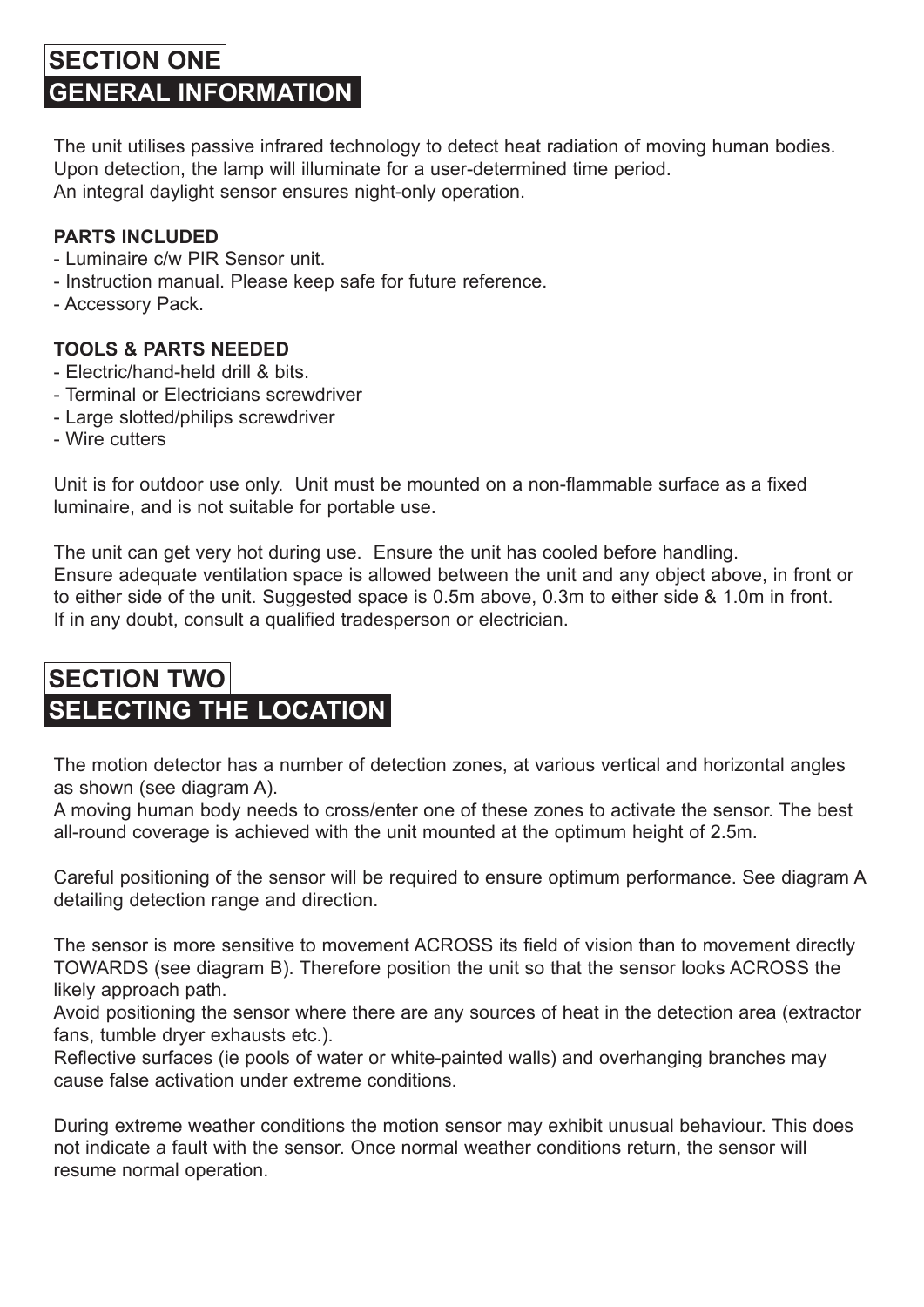## SECTION ONE
## GENERAL INFORMATION

The unit utilises passive infrared technology to detect heat radiation of moving human bodies.
Upon detection, the lamp will illuminate for a user-determined time period.
An integral daylight sensor ensures night-only operation.

**PARTS INCLUDED**

- Luminaire c/w PIR Sensor unit.
- Instruction manual. Please keep safe for future reference.
- Accessory Pack.

**TOOLS & PARTS NEEDED**

- Electric/hand-held drill & bits.
- Terminal or Electricians screwdriver
- Large slotted/philips screwdriver
- Wire cutters

Unit is for outdoor use only. Unit must be mounted on a non-flammable surface as a fixed luminaire, and is not suitable for portable use.

The unit can get very hot during use. Ensure the unit has cooled before handling.
Ensure adequate ventilation space is allowed between the unit and any object above, in front or to either side of the unit. Suggested space is 0.5m above, 0.3m to either side & 1.0m in front.
If in any doubt, consult a qualified tradesperson or electrician.

## SECTION TWO
## SELECTING THE LOCATION

The motion detector has a number of detection zones, at various vertical and horizontal angles as shown (see diagram A).
A moving human body needs to cross/enter one of these zones to activate the sensor. The best all-round coverage is achieved with the unit mounted at the optimum height of 2.5m.

Careful positioning of the sensor will be required to ensure optimum performance. See diagram A detailing detection range and direction.

The sensor is more sensitive to movement ACROSS its field of vision than to movement directly TOWARDS (see diagram B). Therefore position the unit so that the sensor looks ACROSS the likely approach path.
Avoid positioning the sensor where there are any sources of heat in the detection area (extractor fans, tumble dryer exhausts etc.).
Reflective surfaces (ie pools of water or white-painted walls) and overhanging branches may cause false activation under extreme conditions.

During extreme weather conditions the motion sensor may exhibit unusual behaviour. This does not indicate a fault with the sensor. Once normal weather conditions return, the sensor will resume normal operation.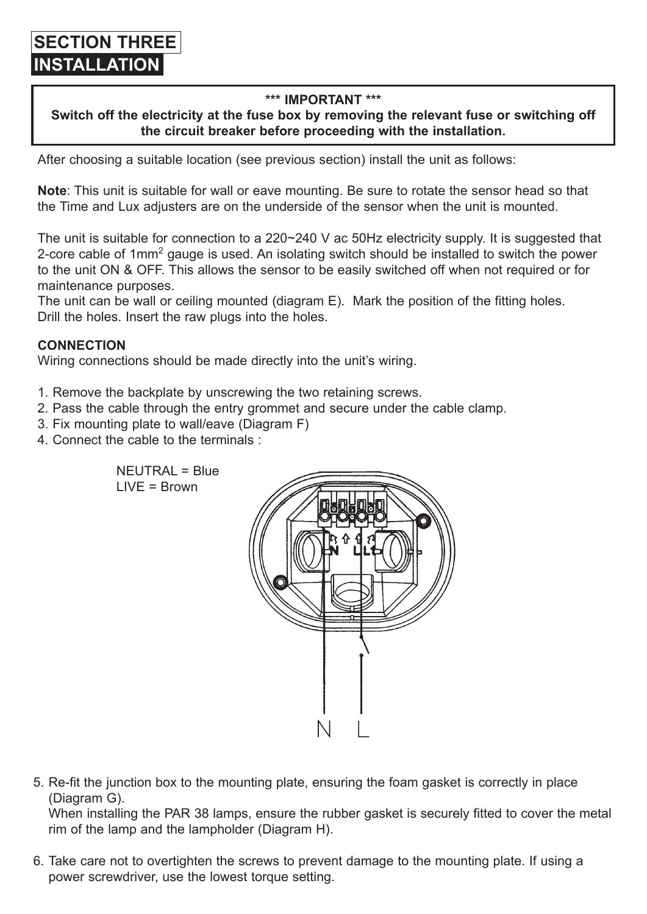# SECTION THREE

## INSTALLATION

**\*\*\* IMPORTANT \*\*\***

**Switch off the electricity at the fuse box by removing the relevant fuse or switching off the circuit breaker before proceeding with the installation.**

After choosing a suitable location (see previous section) install the unit as follows:

**Note**: This unit is suitable for wall or eave mounting. Be sure to rotate the sensor head so that the Time and Lux adjusters are on the underside of the sensor when the unit is mounted.

The unit is suitable for connection to a 220~240 V ac 50Hz electricity supply. It is suggested that 2-core cable of 1mm$^2$ gauge is used. An isolating switch should be installed to switch the power to the unit ON & OFF. This allows the sensor to be easily switched off when not required or for maintenance purposes.
The unit can be wall or ceiling mounted (diagram E). Mark the position of the fitting holes. Drill the holes. Insert the raw plugs into the holes.

**CONNECTION**

Wiring connections should be made directly into the unit's wiring.

1. Remove the backplate by unscrewing the two retaining screws.
2. Pass the cable through the entry grommet and secure under the cable clamp.
3. Fix mounting plate to wall/eave (Diagram F)
4. Connect the cable to the terminals :

NEUTRAL = Blue
LIVE = Brown

5. Re-fit the junction box to the mounting plate, ensuring the foam gasket is correctly in place (Diagram G).
   When installing the PAR 38 lamps, ensure the rubber gasket is securely fitted to cover the metal rim of the lamp and the lampholder (Diagram H).

6. Take care not to overtighten the screws to prevent damage to the mounting plate. If using a power screwdriver, use the lowest torque setting.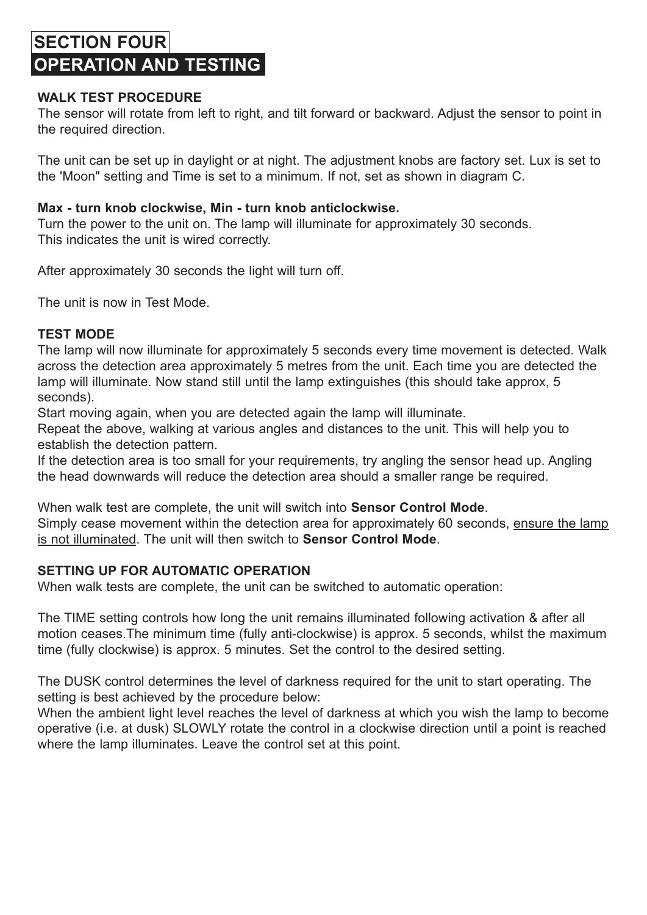# SECTION FOUR
# OPERATION AND TESTING

### WALK TEST PROCEDURE

The sensor will rotate from left to right, and tilt forward or backward. Adjust the sensor to point in the required direction.

The unit can be set up in daylight or at night. The adjustment knobs are factory set. Lux is set to the 'Moon" setting and Time is set to a minimum. If not, set as shown in diagram C.

**Max - turn knob clockwise, Min - turn knob anticlockwise.**

Turn the power to the unit on. The lamp will illuminate for approximately 30 seconds.
This indicates the unit is wired correctly.

After approximately 30 seconds the light will turn off.

The unit is now in Test Mode.

### TEST MODE

The lamp will now illuminate for approximately 5 seconds every time movement is detected. Walk across the detection area approximately 5 metres from the unit. Each time you are detected the lamp will illuminate. Now stand still until the lamp extinguishes (this should take approx, 5 seconds).

Start moving again, when you are detected again the lamp will illuminate.

Repeat the above, walking at various angles and distances to the unit. This will help you to establish the detection pattern.

If the detection area is too small for your requirements, try angling the sensor head up. Angling the head downwards will reduce the detection area should a smaller range be required.

When walk test are complete, the unit will switch into **Sensor Control Mode**.

Simply cease movement within the detection area for approximately 60 seconds, <u>ensure the lamp is not illuminated</u>. The unit will then switch to **Sensor Control Mode**.

### SETTING UP FOR AUTOMATIC OPERATION

When walk tests are complete, the unit can be switched to automatic operation:

The TIME setting controls how long the unit remains illuminated following activation & after all motion ceases.The minimum time (fully anti-clockwise) is approx. 5 seconds, whilst the maximum time (fully clockwise) is approx. 5 minutes. Set the control to the desired setting.

The DUSK control determines the level of darkness required for the unit to start operating. The setting is best achieved by the procedure below:

When the ambient light level reaches the level of darkness at which you wish the lamp to become operative (i.e. at dusk) SLOWLY rotate the control in a clockwise direction until a point is reached where the lamp illuminates. Leave the control set at this point.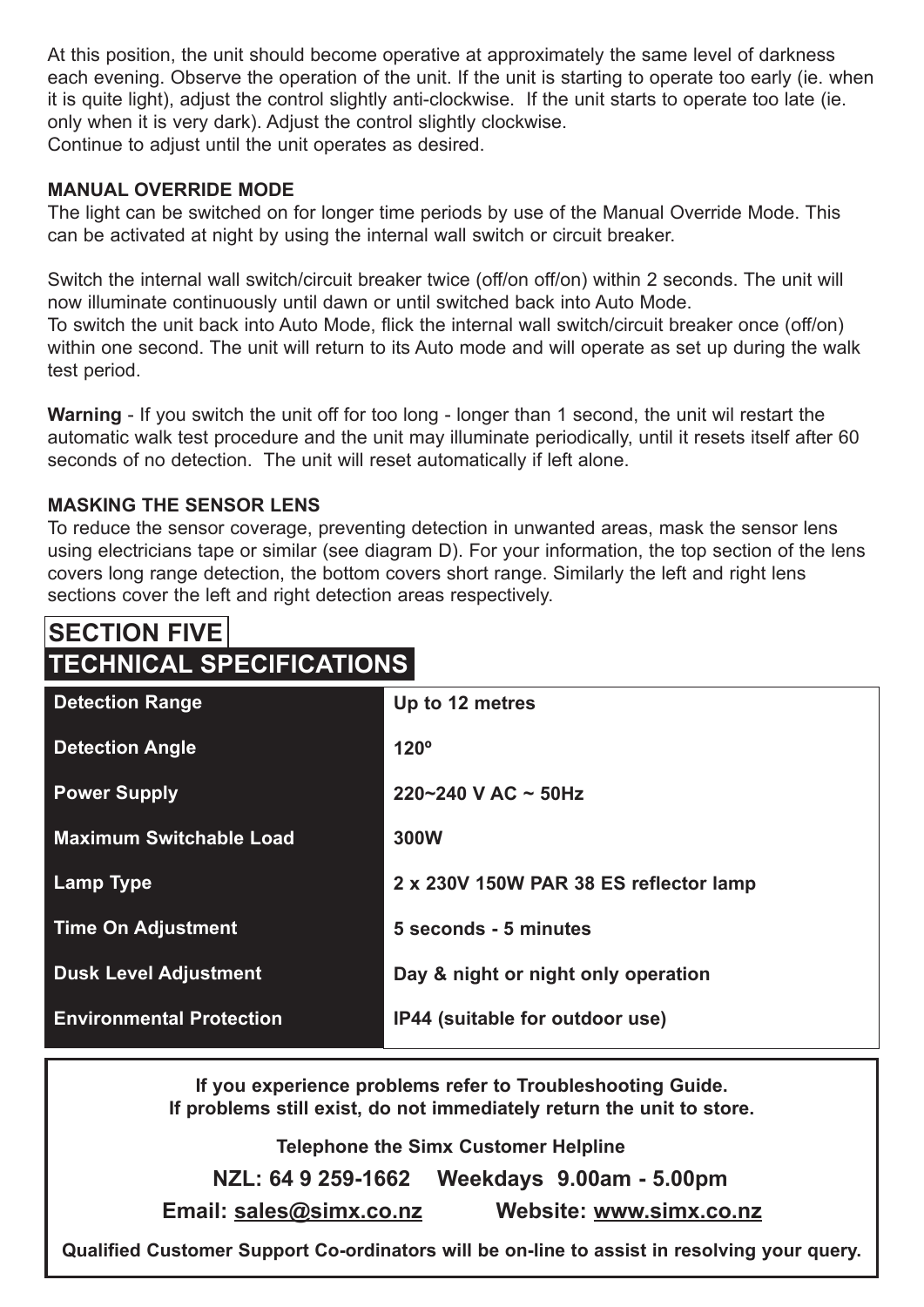At this position, the unit should become operative at approximately the same level of darkness each evening. Observe the operation of the unit. If the unit is starting to operate too early (ie. when it is quite light), adjust the control slightly anti-clockwise. If the unit starts to operate too late (ie. only when it is very dark). Adjust the control slightly clockwise.
Continue to adjust until the unit operates as desired.

**MANUAL OVERRIDE MODE**

The light can be switched on for longer time periods by use of the Manual Override Mode. This can be activated at night by using the internal wall switch or circuit breaker.

Switch the internal wall switch/circuit breaker twice (off/on off/on) within 2 seconds. The unit will now illuminate continuously until dawn or until switched back into Auto Mode.
To switch the unit back into Auto Mode, flick the internal wall switch/circuit breaker once (off/on) within one second. The unit will return to its Auto mode and will operate as set up during the walk test period.

**Warning** - If you switch the unit off for too long - longer than 1 second, the unit wil restart the automatic walk test procedure and the unit may illuminate periodically, until it resets itself after 60 seconds of no detection. The unit will reset automatically if left alone.

**MASKING THE SENSOR LENS**

To reduce the sensor coverage, preventing detection in unwanted areas, mask the sensor lens using electricians tape or similar (see diagram D). For your information, the top section of the lens covers long range detection, the bottom covers short range. Similarly the left and right lens sections cover the left and right detection areas respectively.

# SECTION FIVE
# TECHNICAL SPECIFICATIONS

| | |
|---|---|
| **Detection Range** | **Up to 12 metres** |
| **Detection Angle** | **120º** |
| **Power Supply** | **220~240 V AC ~ 50Hz** |
| **Maximum Switchable Load** | **300W** |
| **Lamp Type** | **2 x 230V 150W PAR 38 ES reflector lamp** |
| **Time On Adjustment** | **5 seconds - 5 minutes** |
| **Dusk Level Adjustment** | **Day & night or night only operation** |
| **Environmental Protection** | **IP44 (suitable for outdoor use)** |

**If you experience problems refer to Troubleshooting Guide.**
**If problems still exist, do not immediately return the unit to store.**

**Telephone the Simx Customer Helpline**

**NZL: 64 9 259-1662 Weekdays 9.00am - 5.00pm**

**Email: sales@simx.co.nz Website: www.simx.co.nz**

**Qualified Customer Support Co-ordinators will be on-line to assist in resolving your query.**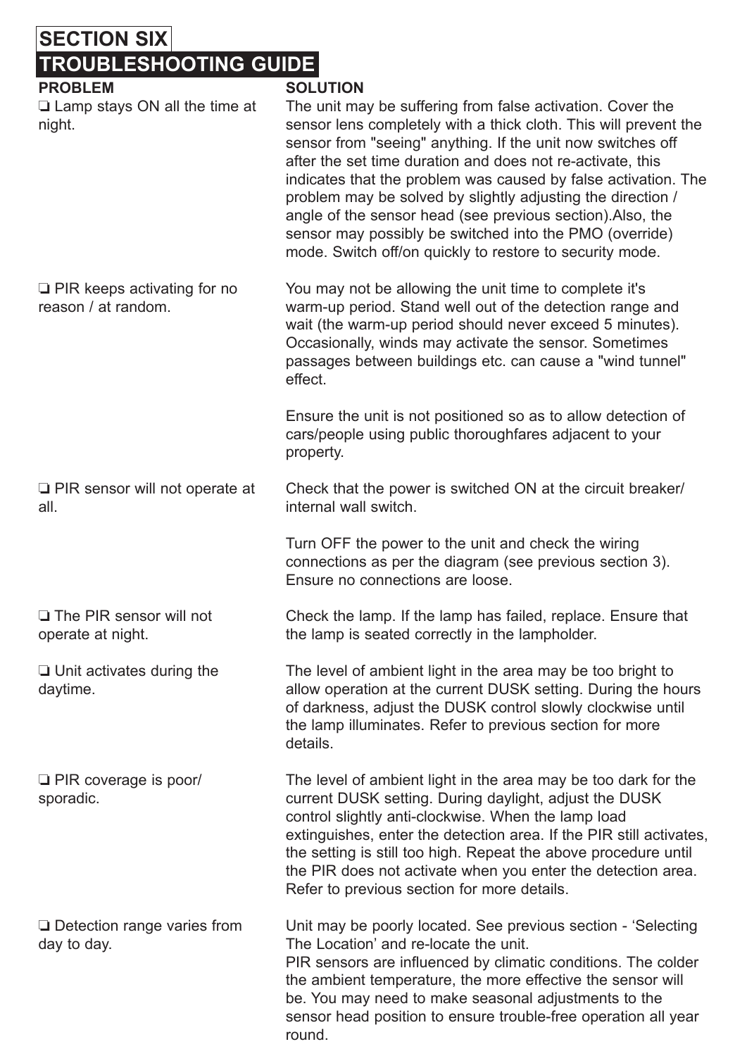# SECTION SIX

## TROUBLESHOOTING GUIDE

| PROBLEM | SOLUTION |
|---|---|
| ❏ Lamp stays ON all the time at night. | The unit may be suffering from false activation. Cover the sensor lens completely with a thick cloth. This will prevent the sensor from "seeing" anything. If the unit now switches off after the set time duration and does not re-activate, this indicates that the problem was caused by false activation. The problem may be solved by slightly adjusting the direction / angle of the sensor head (see previous section).Also, the sensor may possibly be switched into the PMO (override) mode. Switch off/on quickly to restore to security mode. |
| ❏ PIR keeps activating for no reason / at random. | You may not be allowing the unit time to complete it's warm-up period. Stand well out of the detection range and wait (the warm-up period should never exceed 5 minutes). Occasionally, winds may activate the sensor. Sometimes passages between buildings etc. can cause a "wind tunnel" effect.<br><br>Ensure the unit is not positioned so as to allow detection of cars/people using public thoroughfares adjacent to your property. |
| ❏ PIR sensor will not operate at all. | Check that the power is switched ON at the circuit breaker/ internal wall switch.<br><br>Turn OFF the power to the unit and check the wiring connections as per the diagram (see previous section 3). Ensure no connections are loose. |
| ❏ The PIR sensor will not operate at night. | Check the lamp. If the lamp has failed, replace. Ensure that the lamp is seated correctly in the lampholder. |
| ❏ Unit activates during the daytime. | The level of ambient light in the area may be too bright to allow operation at the current DUSK setting. During the hours of darkness, adjust the DUSK control slowly clockwise until the lamp illuminates. Refer to previous section for more details. |
| ❏ PIR coverage is poor/ sporadic. | The level of ambient light in the area may be too dark for the current DUSK setting. During daylight, adjust the DUSK control slightly anti-clockwise. When the lamp load extinguishes, enter the detection area. If the PIR still activates, the setting is still too high. Repeat the above procedure until the PIR does not activate when you enter the detection area. Refer to previous section for more details. |
| ❏ Detection range varies from day to day. | Unit may be poorly located. See previous section - 'Selecting The Location' and re-locate the unit.<br>PIR sensors are influenced by climatic conditions. The colder the ambient temperature, the more effective the sensor will be. You may need to make seasonal adjustments to the sensor head position to ensure trouble-free operation all year round. |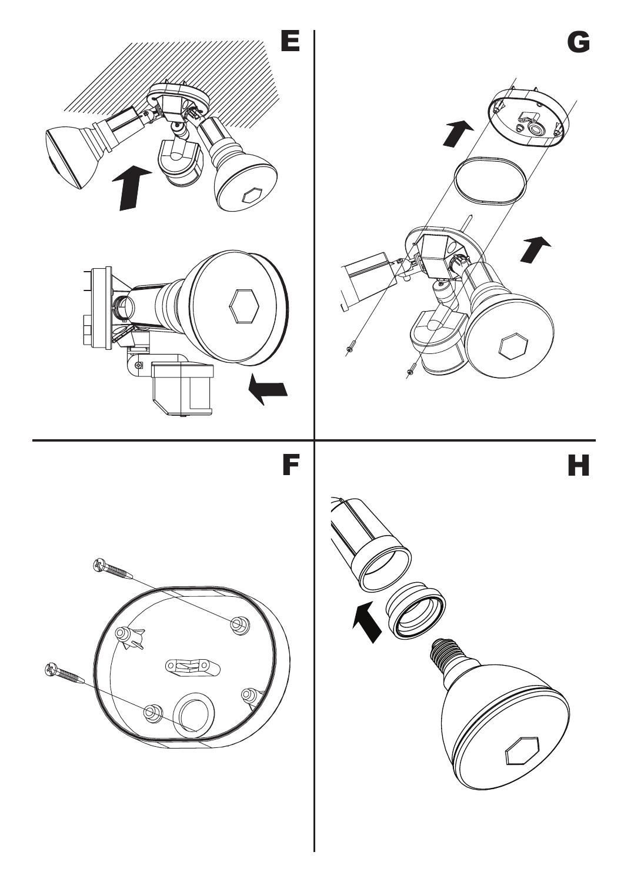E

G

F

H